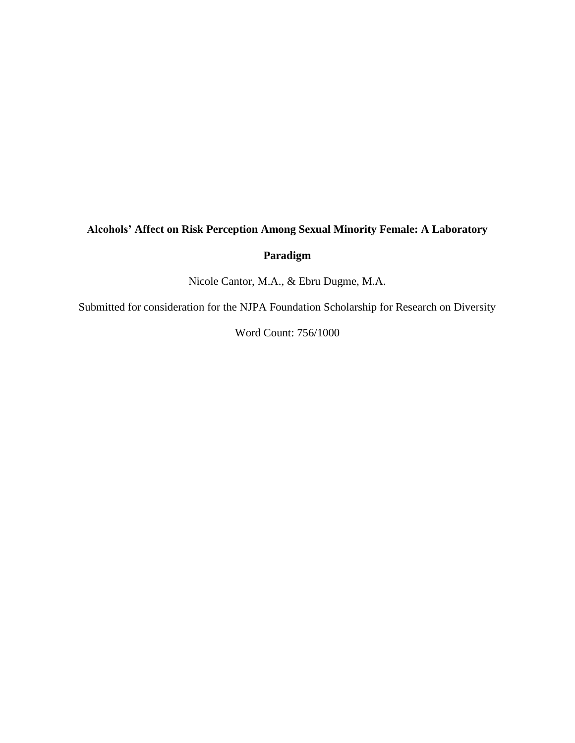# Alcohols' Affect on Risk Perception Among Sexual Minority Female: A Laboratory Paradigm

Nicole Cantor, M.A., & Ebru Dugme, M.A.

Submitted for consideration for the NJPA Foundation Scholarship for Research on Diversity

Word Count: 756/1000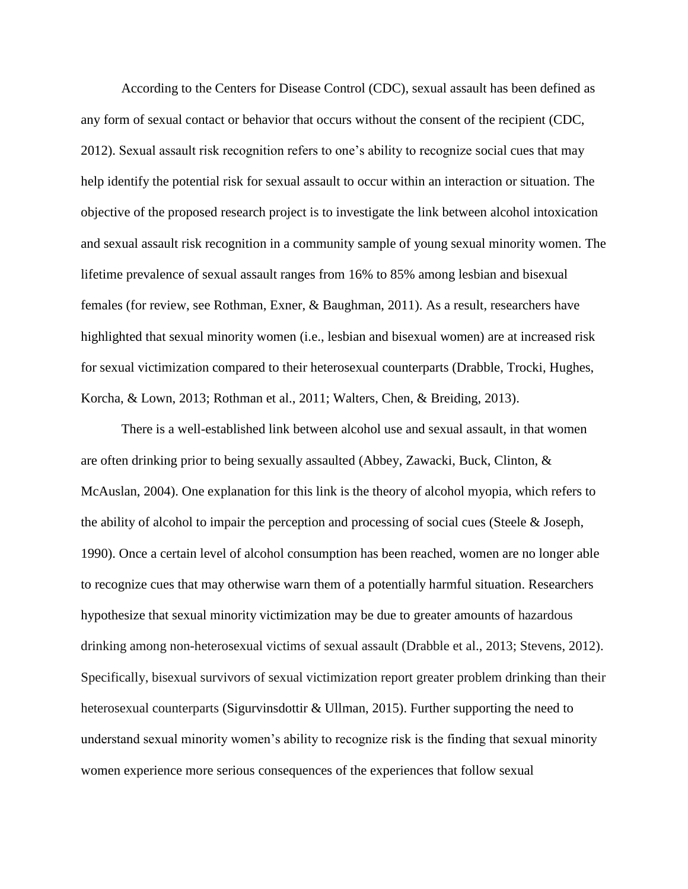According to the Centers for Disease Control (CDC), sexual assault has been defined as any form of sexual contact or behavior that occurs without the consent of the recipient (CDC, 2012). Sexual assault risk recognition refers to one's ability to recognize social cues that may help identify the potential risk for sexual assault to occur within an interaction or situation. The objective of the proposed research project is to investigate the link between alcohol intoxication and sexual assault risk recognition in a community sample of young sexual minority women. The lifetime prevalence of sexual assault ranges from 16% to 85% among lesbian and bisexual females (for review, see Rothman, Exner, & Baughman, 2011). As a result, researchers have highlighted that sexual minority women (i.e., lesbian and bisexual women) are at increased risk for sexual victimization compared to their heterosexual counterparts (Drabble, Trocki, Hughes, Korcha, & Lown, 2013; Rothman et al., 2011; Walters, Chen, & Breiding, 2013).

There is a well-established link between alcohol use and sexual assault, in that women are often drinking prior to being sexually assaulted (Abbey, Zawacki, Buck, Clinton, & McAuslan, 2004). One explanation for this link is the theory of alcohol myopia, which refers to the ability of alcohol to impair the perception and processing of social cues (Steele & Joseph, 1990). Once a certain level of alcohol consumption has been reached, women are no longer able to recognize cues that may otherwise warn them of a potentially harmful situation. Researchers hypothesize that sexual minority victimization may be due to greater amounts of hazardous drinking among non-heterosexual victims of sexual assault (Drabble et al., 2013; Stevens, 2012). Specifically, bisexual survivors of sexual victimization report greater problem drinking than their heterosexual counterparts (Sigurvinsdottir & Ullman, 2015). Further supporting the need to understand sexual minority women's ability to recognize risk is the finding that sexual minority women experience more serious consequences of the experiences that follow sexual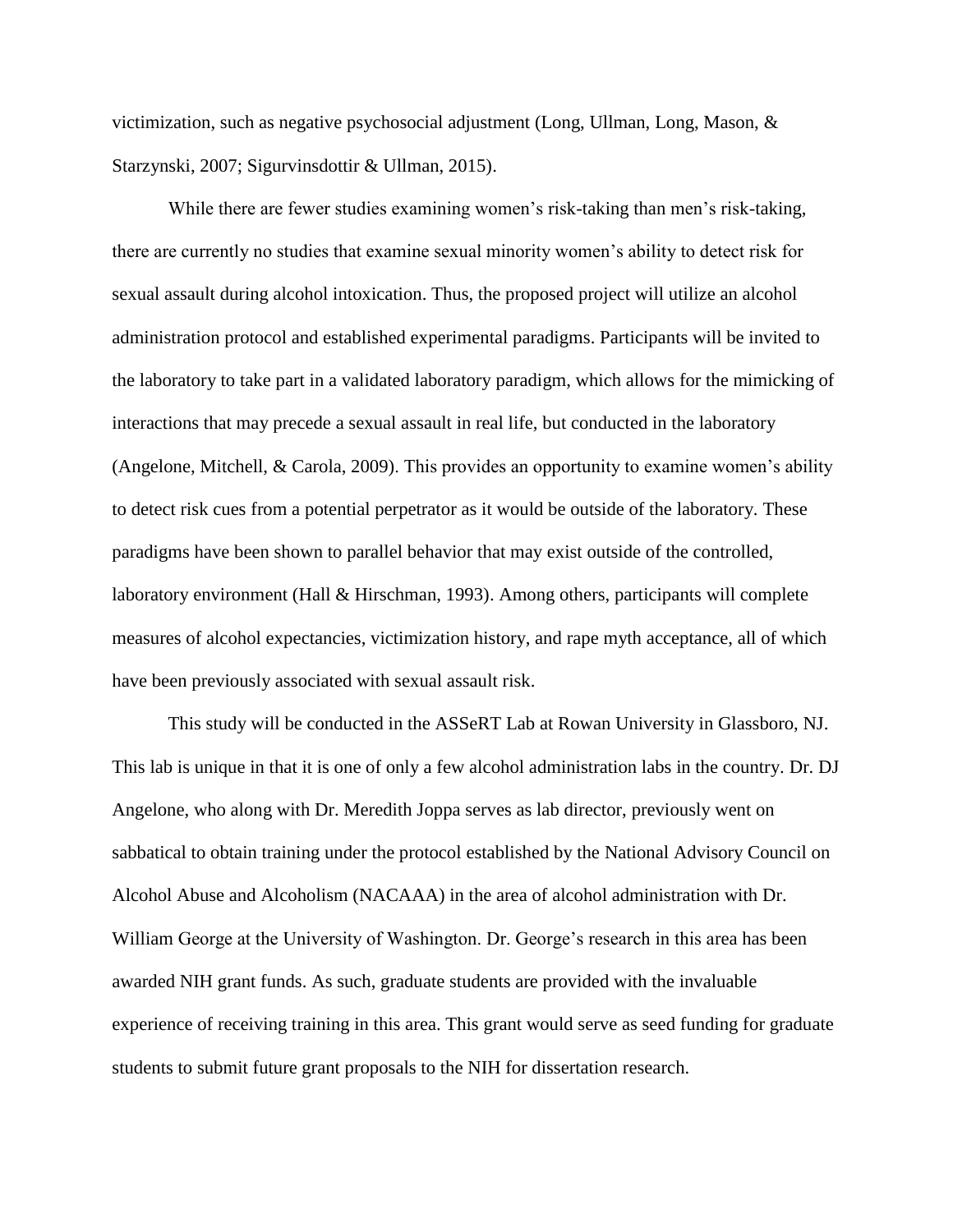victimization, such as negative psychosocial adjustment (Long, Ullman, Long, Mason, & Starzynski, 2007; Sigurvinsdottir & Ullman, 2015).

While there are fewer studies examining women's risk-taking than men's risk-taking, there are currently no studies that examine sexual minority women's ability to detect risk for sexual assault during alcohol intoxication. Thus, the proposed project will utilize an alcohol administration protocol and established experimental paradigms. Participants will be invited to the laboratory to take part in a validated laboratory paradigm, which allows for the mimicking of interactions that may precede a sexual assault in real life, but conducted in the laboratory (Angelone, Mitchell, & Carola, 2009). This provides an opportunity to examine women's ability to detect risk cues from a potential perpetrator as it would be outside of the laboratory. These paradigms have been shown to parallel behavior that may exist outside of the controlled, laboratory environment (Hall & Hirschman, 1993). Among others, participants will complete measures of alcohol expectancies, victimization history, and rape myth acceptance, all of which have been previously associated with sexual assault risk.

This study will be conducted in the ASSeRT Lab at Rowan University in Glassboro, NJ. This lab is unique in that it is one of only a few alcohol administration labs in the country. Dr. DJ Angelone, who along with Dr. Meredith Joppa serves as lab director, previously went on sabbatical to obtain training under the protocol established by the National Advisory Council on Alcohol Abuse and Alcoholism (NACAAA) in the area of alcohol administration with Dr. William George at the University of Washington. Dr. George's research in this area has been awarded NIH grant funds. As such, graduate students are provided with the invaluable experience of receiving training in this area. This grant would serve as seed funding for graduate students to submit future grant proposals to the NIH for dissertation research.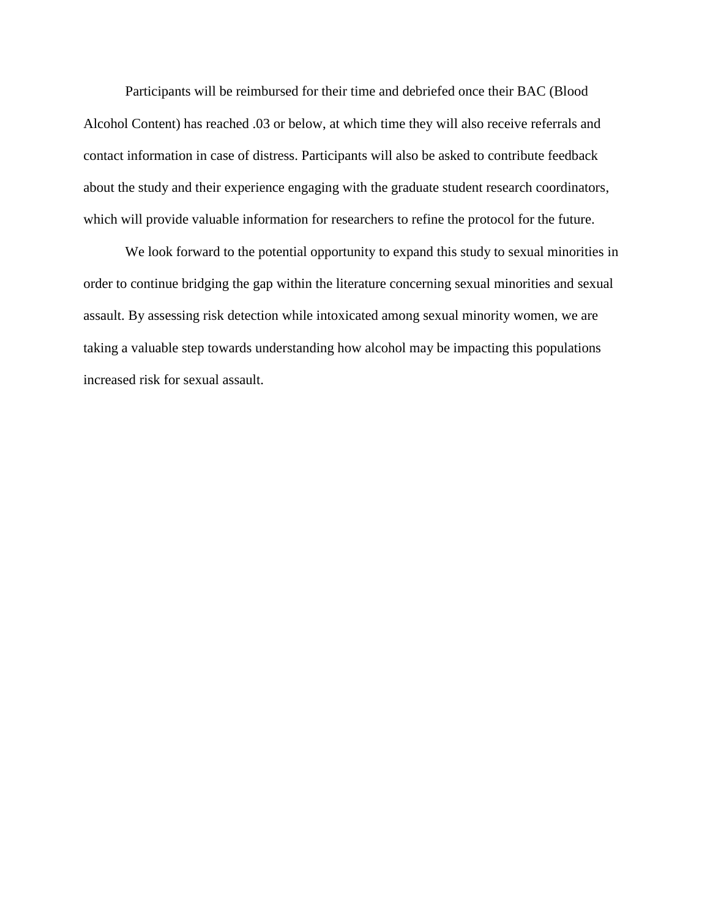Participants will be reimbursed for their time and debriefed once their BAC (Blood Alcohol Content) has reached .03 or below, at which time they will also receive referrals and contact information in case of distress. Participants will also be asked to contribute feedback about the study and their experience engaging with the graduate student research coordinators, which will provide valuable information for researchers to refine the protocol for the future.

We look forward to the potential opportunity to expand this study to sexual minorities in order to continue bridging the gap within the literature concerning sexual minorities and sexual assault. By assessing risk detection while intoxicated among sexual minority women, we are taking a valuable step towards understanding how alcohol may be impacting this populations increased risk for sexual assault.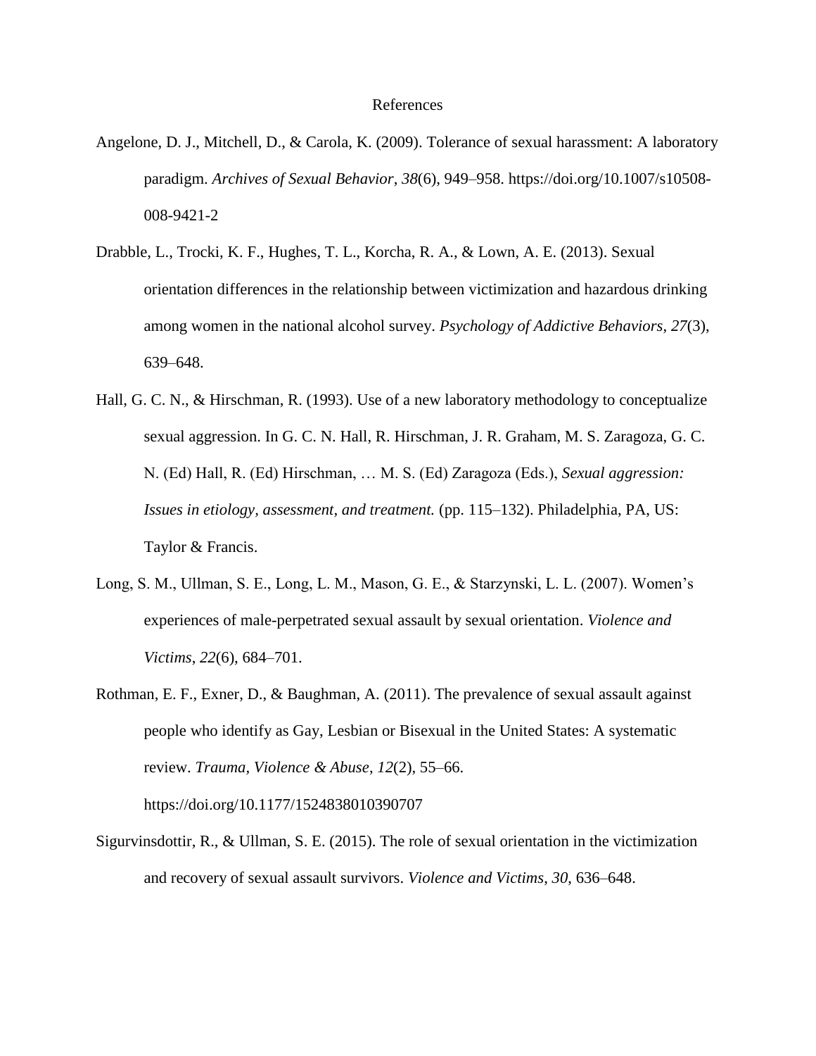# References

Angelone, D. J., Mitchell, D., & Carola, K. (2009). Tolerance of sexual harassment: A laboratory paradigm. *Archives of Sexual Behavior*, *38*(6), 949–958. https://doi.org/10.1007/s10508-008-9421-2

Drabble, L., Trocki, K. F., Hughes, T. L., Korcha, R. A., & Lown, A. E. (2013). Sexual orientation differences in the relationship between victimization and hazardous drinking among women in the national alcohol survey. *Psychology of Addictive Behaviors*, *27*(3), 639–648.

Hall, G. C. N., & Hirschman, R. (1993). Use of a new laboratory methodology to conceptualize sexual aggression. In G. C. N. Hall, R. Hirschman, J. R. Graham, M. S. Zaragoza, G. C. N. (Ed) Hall, R. (Ed) Hirschman, … M. S. (Ed) Zaragoza (Eds.), *Sexual aggression: Issues in etiology, assessment, and treatment.* (pp. 115–132). Philadelphia, PA, US: Taylor & Francis.

Long, S. M., Ullman, S. E., Long, L. M., Mason, G. E., & Starzynski, L. L. (2007). Women's experiences of male-perpetrated sexual assault by sexual orientation. *Violence and Victims*, *22*(6), 684–701.

Rothman, E. F., Exner, D., & Baughman, A. (2011). The prevalence of sexual assault against people who identify as Gay, Lesbian or Bisexual in the United States: A systematic review. *Trauma, Violence & Abuse*, *12*(2), 55–66. https://doi.org/10.1177/1524838010390707

Sigurvinsdottir, R., & Ullman, S. E. (2015). The role of sexual orientation in the victimization and recovery of sexual assault survivors. *Violence and Victims*, *30*, 636–648.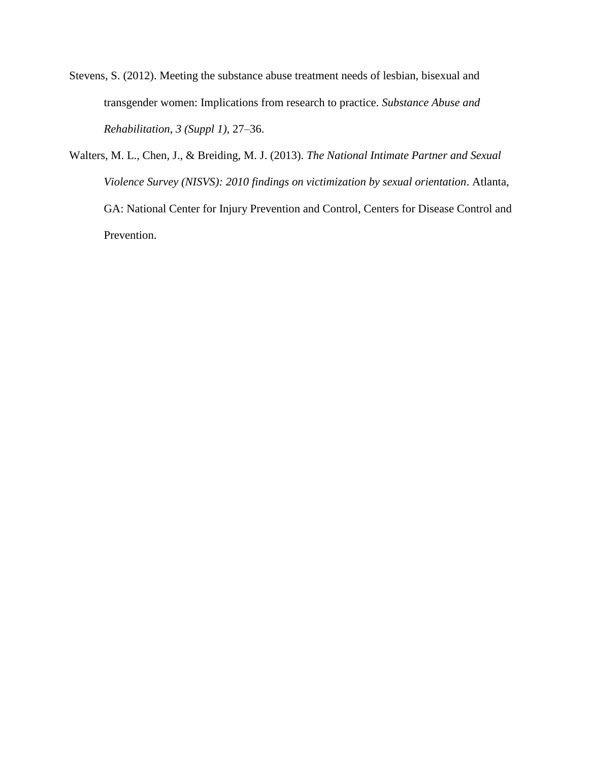Stevens, S. (2012). Meeting the substance abuse treatment needs of lesbian, bisexual and transgender women: Implications from research to practice. *Substance Abuse and Rehabilitation*, *3 (Suppl 1)*, 27–36.

Walters, M. L., Chen, J., & Breiding, M. J. (2013). *The National Intimate Partner and Sexual Violence Survey (NISVS): 2010 findings on victimization by sexual orientation*. Atlanta, GA: National Center for Injury Prevention and Control, Centers for Disease Control and Prevention.